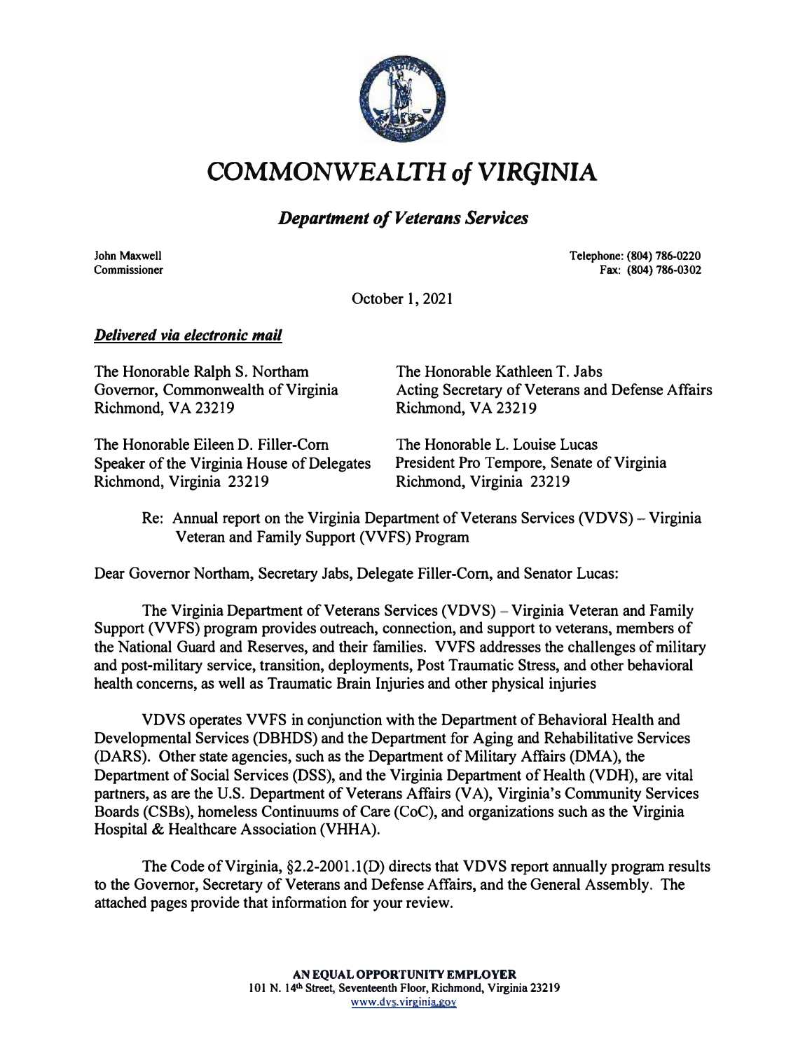# *COMMONWEALTH of VIRGINIA*

## *Department of Veterans Services*

John Maxwell
Commissioner

Telephone: (804) 786-0220
Fax: (804) 786-0302

October 1, 2021

***Delivered via electronic mail***

The Honorable Ralph S. Northam
Governor, Commonwealth of Virginia
Richmond, VA 23219

The Honorable Kathleen T. Jabs
Acting Secretary of Veterans and Defense Affairs
Richmond, VA 23219

The Honorable Eileen D. Filler-Corn
Speaker of the Virginia House of Delegates
Richmond, Virginia 23219

The Honorable L. Louise Lucas
President Pro Tempore, Senate of Virginia
Richmond, Virginia 23219

Re: Annual report on the Virginia Department of Veterans Services (VDVS) – Virginia Veteran and Family Support (VVFS) Program

Dear Governor Northam, Secretary Jabs, Delegate Filler-Corn, and Senator Lucas:

The Virginia Department of Veterans Services (VDVS) – Virginia Veteran and Family Support (VVFS) program provides outreach, connection, and support to veterans, members of the National Guard and Reserves, and their families. VVFS addresses the challenges of military and post-military service, transition, deployments, Post Traumatic Stress, and other behavioral health concerns, as well as Traumatic Brain Injuries and other physical injuries

VDVS operates VVFS in conjunction with the Department of Behavioral Health and Developmental Services (DBHDS) and the Department for Aging and Rehabilitative Services (DARS). Other state agencies, such as the Department of Military Affairs (DMA), the Department of Social Services (DSS), and the Virginia Department of Health (VDH), are vital partners, as are the U.S. Department of Veterans Affairs (VA), Virginia's Community Services Boards (CSBs), homeless Continuums of Care (CoC), and organizations such as the Virginia Hospital & Healthcare Association (VHHA).

The Code of Virginia, §2.2-2001.1(D) directs that VDVS report annually program results to the Governor, Secretary of Veterans and Defense Affairs, and the General Assembly. The attached pages provide that information for your review.

**AN EQUAL OPPORTUNITY EMPLOYER**
101 N. 14th Street, Seventeenth Floor, Richmond, Virginia 23219
www.dvs.virginia.gov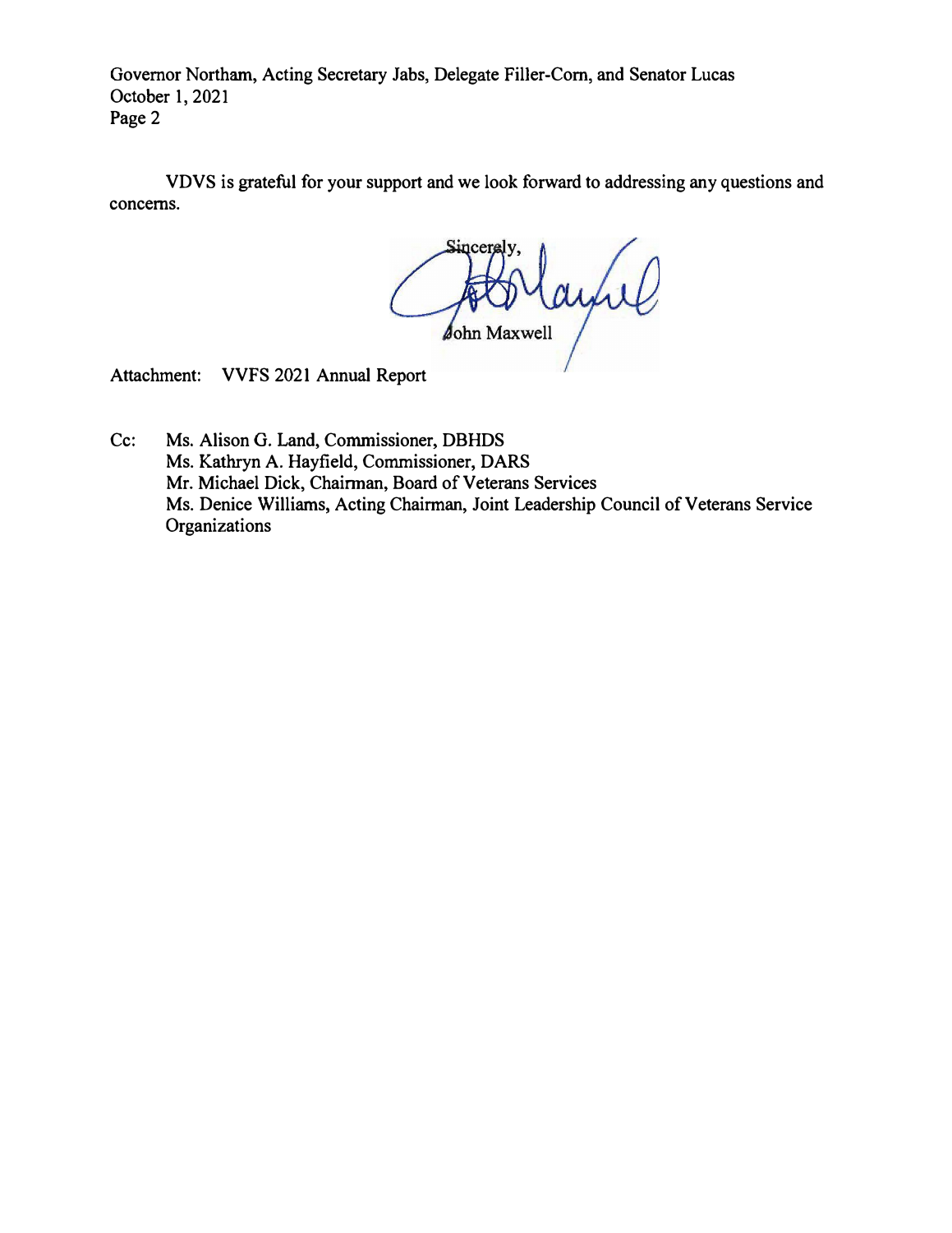VDVS is grateful for your support and we look forward to addressing any questions and concerns.

Sincerely,

John Maxwell

Attachment: VVFS 2021 Annual Report

Cc: Ms. Alison G. Land, Commissioner, DBHDS
Ms. Kathryn A. Hayfield, Commissioner, DARS
Mr. Michael Dick, Chairman, Board of Veterans Services
Ms. Denice Williams, Acting Chairman, Joint Leadership Council of Veterans Service Organizations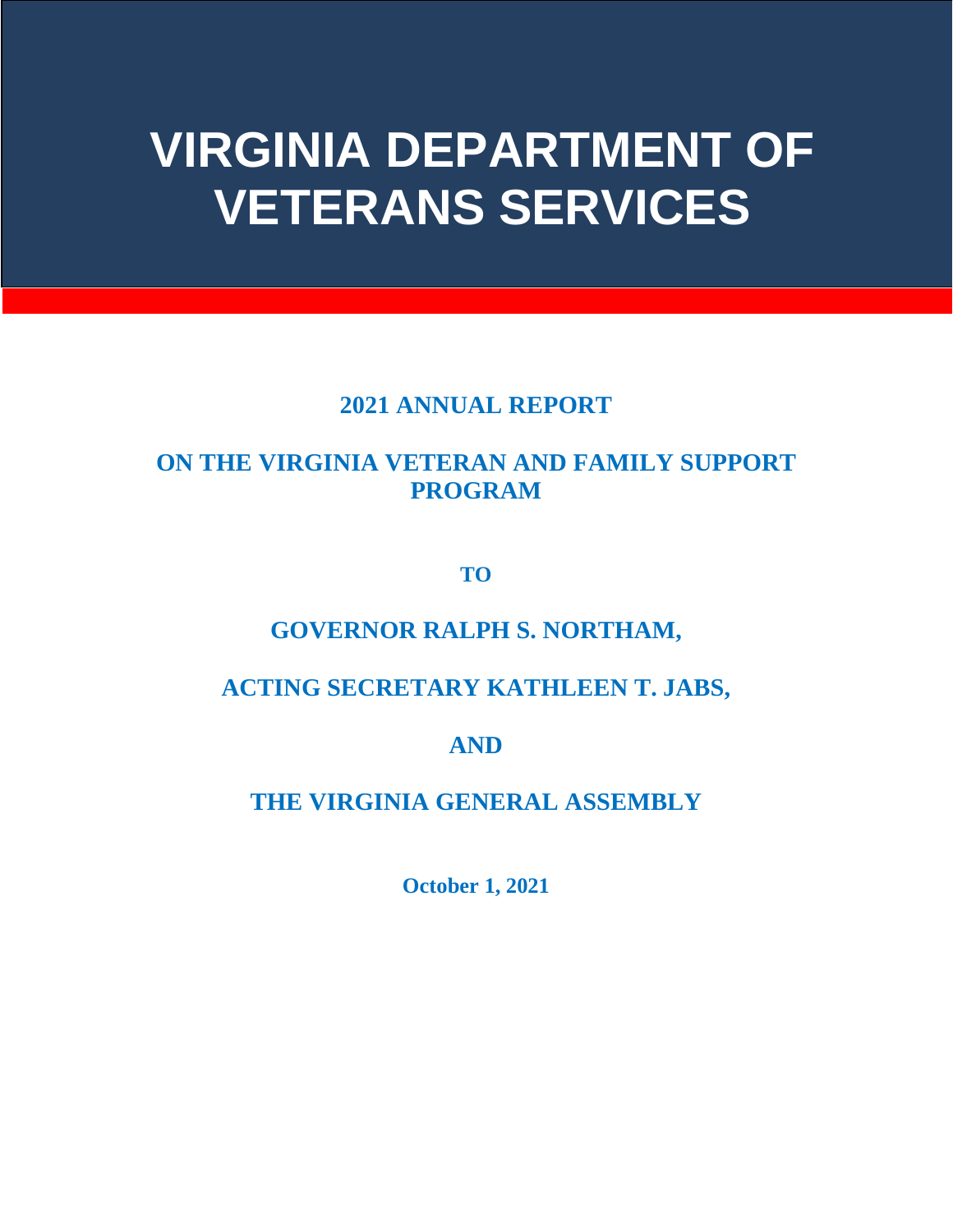# VIRGINIA DEPARTMENT OF VETERANS SERVICES

**2021 ANNUAL REPORT**

**ON THE VIRGINIA VETERAN AND FAMILY SUPPORT PROGRAM**

**TO**

**GOVERNOR RALPH S. NORTHAM,**

**ACTING SECRETARY KATHLEEN T. JABS,**

**AND**

**THE VIRGINIA GENERAL ASSEMBLY**

**October 1, 2021**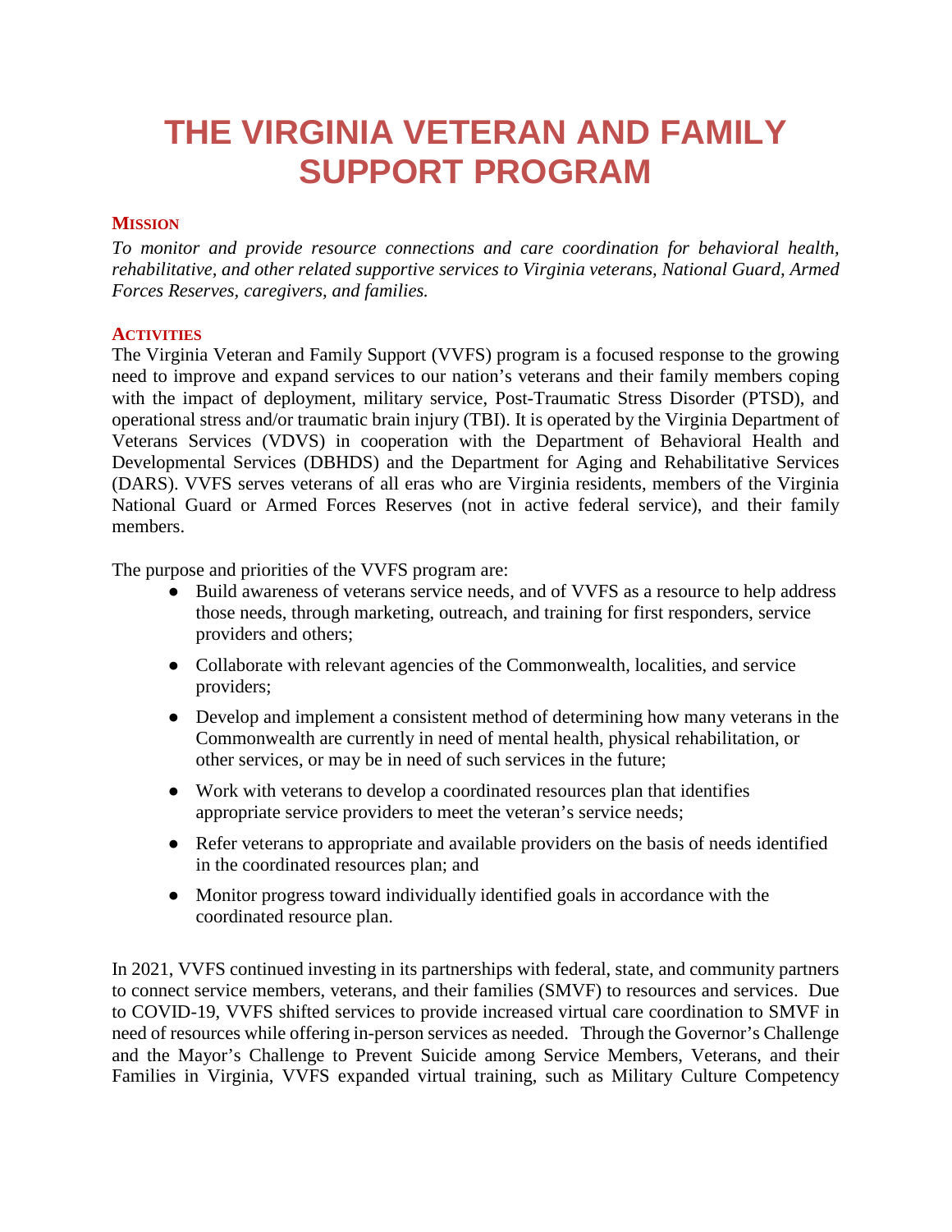# THE VIRGINIA VETERAN AND FAMILY SUPPORT PROGRAM

## MISSION

*To monitor and provide resource connections and care coordination for behavioral health, rehabilitative, and other related supportive services to Virginia veterans, National Guard, Armed Forces Reserves, caregivers, and families.*

## ACTIVITIES

The Virginia Veteran and Family Support (VVFS) program is a focused response to the growing need to improve and expand services to our nation's veterans and their family members coping with the impact of deployment, military service, Post-Traumatic Stress Disorder (PTSD), and operational stress and/or traumatic brain injury (TBI). It is operated by the Virginia Department of Veterans Services (VDVS) in cooperation with the Department of Behavioral Health and Developmental Services (DBHDS) and the Department for Aging and Rehabilitative Services (DARS). VVFS serves veterans of all eras who are Virginia residents, members of the Virginia National Guard or Armed Forces Reserves (not in active federal service), and their family members.

The purpose and priorities of the VVFS program are:

- Build awareness of veterans service needs, and of VVFS as a resource to help address those needs, through marketing, outreach, and training for first responders, service providers and others;
- Collaborate with relevant agencies of the Commonwealth, localities, and service providers;
- Develop and implement a consistent method of determining how many veterans in the Commonwealth are currently in need of mental health, physical rehabilitation, or other services, or may be in need of such services in the future;
- Work with veterans to develop a coordinated resources plan that identifies appropriate service providers to meet the veteran's service needs;
- Refer veterans to appropriate and available providers on the basis of needs identified in the coordinated resources plan; and
- Monitor progress toward individually identified goals in accordance with the coordinated resource plan.

In 2021, VVFS continued investing in its partnerships with federal, state, and community partners to connect service members, veterans, and their families (SMVF) to resources and services. Due to COVID-19, VVFS shifted services to provide increased virtual care coordination to SMVF in need of resources while offering in-person services as needed. Through the Governor's Challenge and the Mayor's Challenge to Prevent Suicide among Service Members, Veterans, and their Families in Virginia, VVFS expanded virtual training, such as Military Culture Competency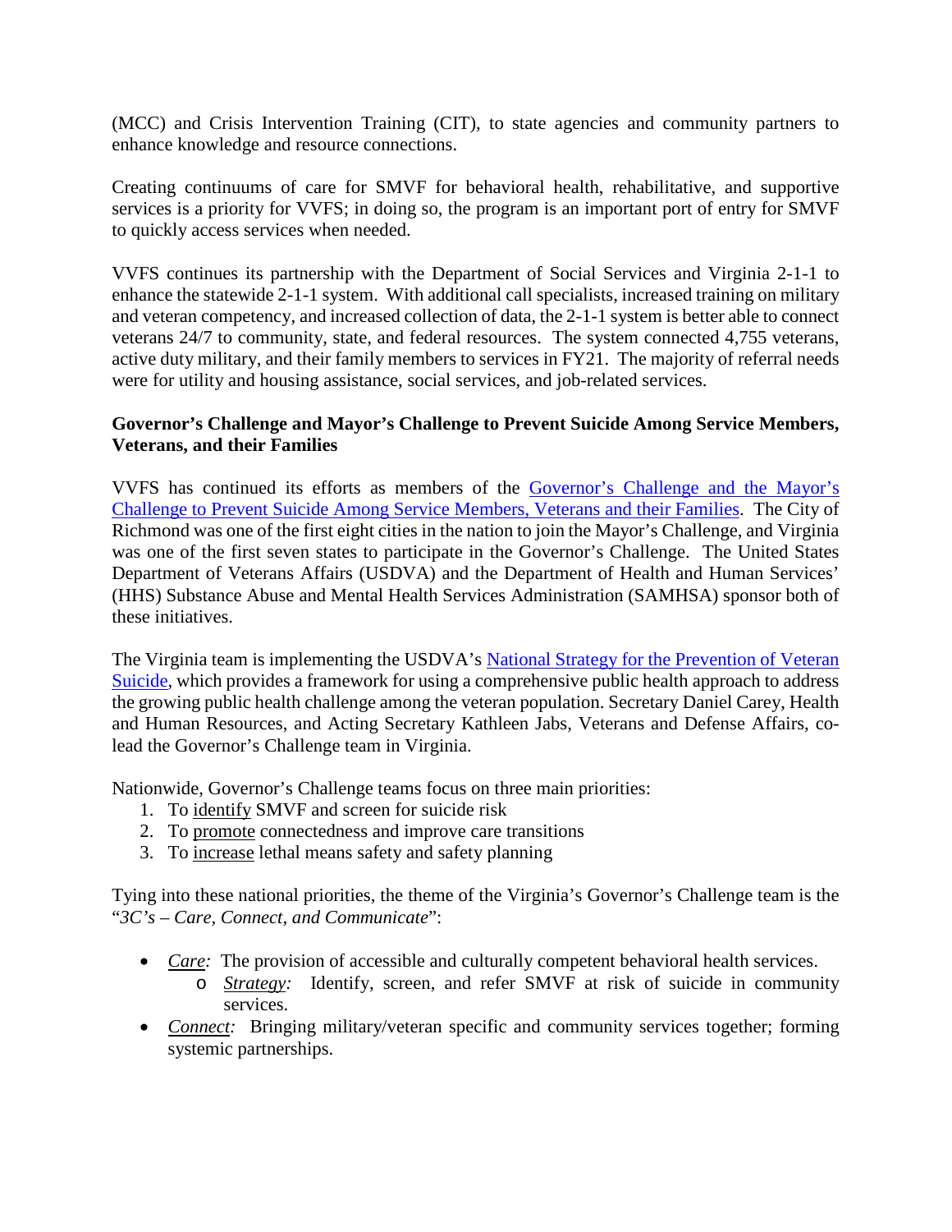(MCC) and Crisis Intervention Training (CIT), to state agencies and community partners to enhance knowledge and resource connections.

Creating continuums of care for SMVF for behavioral health, rehabilitative, and supportive services is a priority for VVFS; in doing so, the program is an important port of entry for SMVF to quickly access services when needed.

VVFS continues its partnership with the Department of Social Services and Virginia 2-1-1 to enhance the statewide 2-1-1 system. With additional call specialists, increased training on military and veteran competency, and increased collection of data, the 2-1-1 system is better able to connect veterans 24/7 to community, state, and federal resources. The system connected 4,755 veterans, active duty military, and their family members to services in FY21. The majority of referral needs were for utility and housing assistance, social services, and job-related services.

**Governor's Challenge and Mayor's Challenge to Prevent Suicide Among Service Members, Veterans, and their Families**

VVFS has continued its efforts as members of the Governor's Challenge and the Mayor's Challenge to Prevent Suicide Among Service Members, Veterans and their Families. The City of Richmond was one of the first eight cities in the nation to join the Mayor's Challenge, and Virginia was one of the first seven states to participate in the Governor's Challenge. The United States Department of Veterans Affairs (USDVA) and the Department of Health and Human Services' (HHS) Substance Abuse and Mental Health Services Administration (SAMHSA) sponsor both of these initiatives.

The Virginia team is implementing the USDVA's National Strategy for the Prevention of Veteran Suicide, which provides a framework for using a comprehensive public health approach to address the growing public health challenge among the veteran population. Secretary Daniel Carey, Health and Human Resources, and Acting Secretary Kathleen Jabs, Veterans and Defense Affairs, co-lead the Governor's Challenge team in Virginia.

Nationwide, Governor's Challenge teams focus on three main priorities:

1. To identify SMVF and screen for suicide risk
2. To promote connectedness and improve care transitions
3. To increase lethal means safety and safety planning

Tying into these national priorities, the theme of the Virginia's Governor's Challenge team is the "*3C's – Care, Connect, and Communicate*":

- *Care:* The provision of accessible and culturally competent behavioral health services.
  - *Strategy:* Identify, screen, and refer SMVF at risk of suicide in community services.
- *Connect:* Bringing military/veteran specific and community services together; forming systemic partnerships.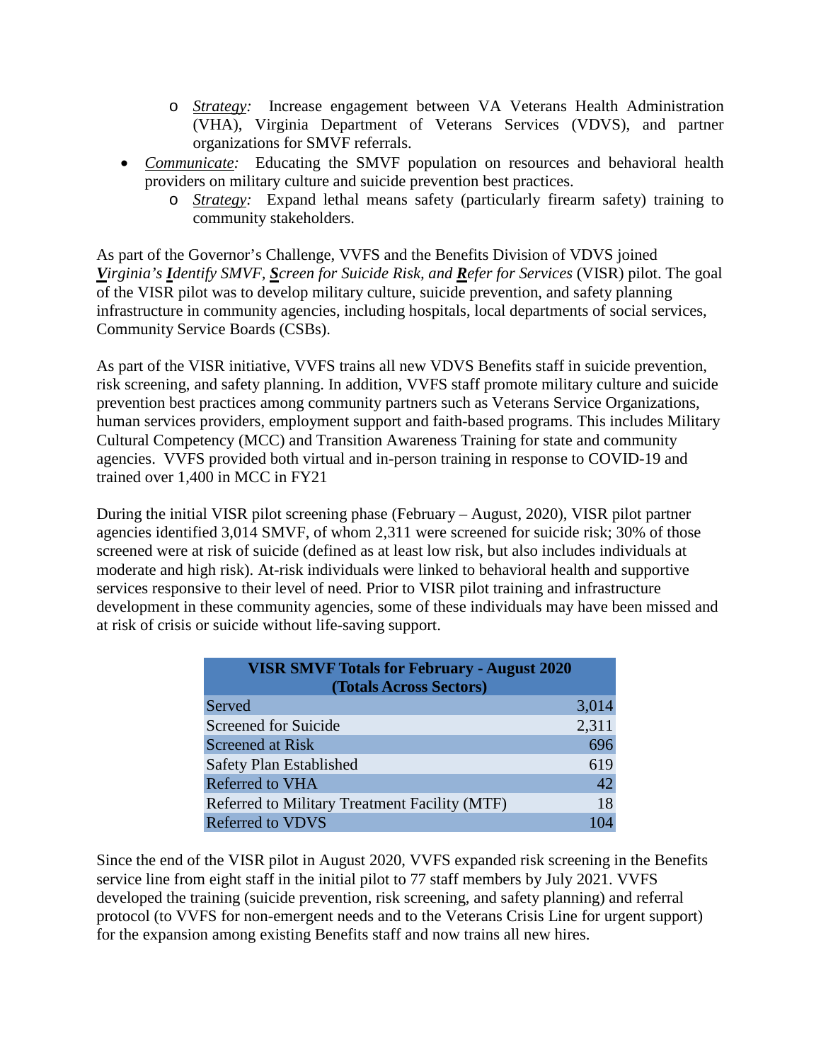- *Strategy:* Increase engagement between VA Veterans Health Administration (VHA), Virginia Department of Veterans Services (VDVS), and partner organizations for SMVF referrals.
- *Communicate:* Educating the SMVF population on resources and behavioral health providers on military culture and suicide prevention best practices.
  - *Strategy:* Expand lethal means safety (particularly firearm safety) training to community stakeholders.

As part of the Governor's Challenge, VVFS and the Benefits Division of VDVS joined ***V****irginia's* ***I****dentify SMVF,* ***S****creen for Suicide Risk, and* ***R****efer for Services* (VISR) pilot. The goal of the VISR pilot was to develop military culture, suicide prevention, and safety planning infrastructure in community agencies, including hospitals, local departments of social services, Community Service Boards (CSBs).

As part of the VISR initiative, VVFS trains all new VDVS Benefits staff in suicide prevention, risk screening, and safety planning. In addition, VVFS staff promote military culture and suicide prevention best practices among community partners such as Veterans Service Organizations, human services providers, employment support and faith-based programs. This includes Military Cultural Competency (MCC) and Transition Awareness Training for state and community agencies. VVFS provided both virtual and in-person training in response to COVID-19 and trained over 1,400 in MCC in FY21

During the initial VISR pilot screening phase (February – August, 2020), VISR pilot partner agencies identified 3,014 SMVF, of whom 2,311 were screened for suicide risk; 30% of those screened were at risk of suicide (defined as at least low risk, but also includes individuals at moderate and high risk). At-risk individuals were linked to behavioral health and supportive services responsive to their level of need. Prior to VISR pilot training and infrastructure development in these community agencies, some of these individuals may have been missed and at risk of crisis or suicide without life-saving support.

| VISR SMVF Totals for February - August 2020 (Totals Across Sectors) | |
|---|---|
| Served | 3,014 |
| Screened for Suicide | 2,311 |
| Screened at Risk | 696 |
| Safety Plan Established | 619 |
| Referred to VHA | 42 |
| Referred to Military Treatment Facility (MTF) | 18 |
| Referred to VDVS | 104 |

Since the end of the VISR pilot in August 2020, VVFS expanded risk screening in the Benefits service line from eight staff in the initial pilot to 77 staff members by July 2021. VVFS developed the training (suicide prevention, risk screening, and safety planning) and referral protocol (to VVFS for non-emergent needs and to the Veterans Crisis Line for urgent support) for the expansion among existing Benefits staff and now trains all new hires.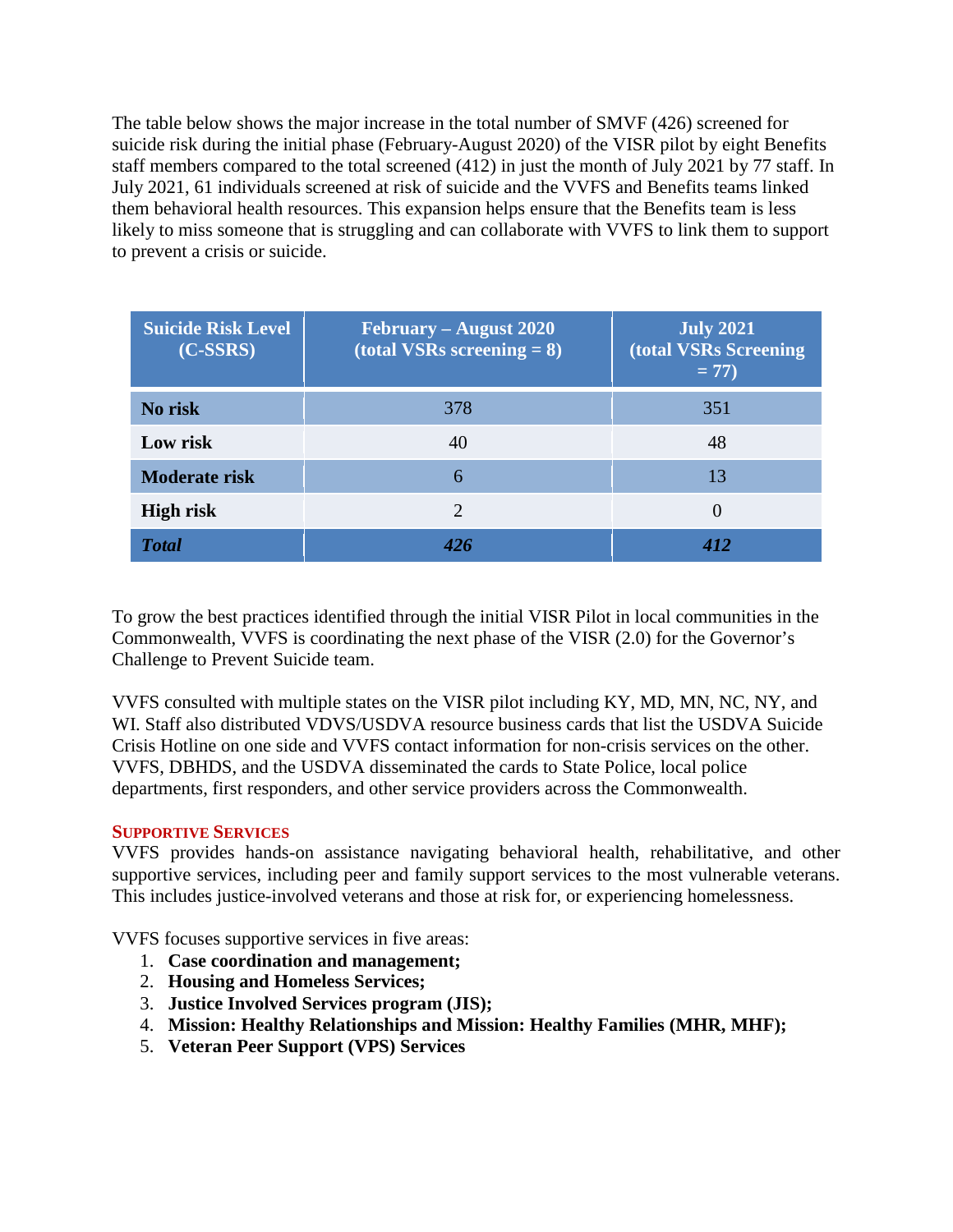The table below shows the major increase in the total number of SMVF (426) screened for suicide risk during the initial phase (February-August 2020) of the VISR pilot by eight Benefits staff members compared to the total screened (412) in just the month of July 2021 by 77 staff. In July 2021, 61 individuals screened at risk of suicide and the VVFS and Benefits teams linked them behavioral health resources. This expansion helps ensure that the Benefits team is less likely to miss someone that is struggling and can collaborate with VVFS to link them to support to prevent a crisis or suicide.

| Suicide Risk Level (C-SSRS) | February – August 2020 (total VSRs screening = 8) | July 2021 (total VSRs Screening = 77) |
| --- | --- | --- |
| **No risk** | 378 | 351 |
| **Low risk** | 40 | 48 |
| **Moderate risk** | 6 | 13 |
| **High risk** | 2 | 0 |
| ***Total*** | ***426*** | ***412*** |

To grow the best practices identified through the initial VISR Pilot in local communities in the Commonwealth, VVFS is coordinating the next phase of the VISR (2.0) for the Governor's Challenge to Prevent Suicide team.

VVFS consulted with multiple states on the VISR pilot including KY, MD, MN, NC, NY, and WI. Staff also distributed VDVS/USDVA resource business cards that list the USDVA Suicide Crisis Hotline on one side and VVFS contact information for non-crisis services on the other. VVFS, DBHDS, and the USDVA disseminated the cards to State Police, local police departments, first responders, and other service providers across the Commonwealth.

### Supportive Services

VVFS provides hands-on assistance navigating behavioral health, rehabilitative, and other supportive services, including peer and family support services to the most vulnerable veterans. This includes justice-involved veterans and those at risk for, or experiencing homelessness.

VVFS focuses supportive services in five areas:

1. **Case coordination and management;**
2. **Housing and Homeless Services;**
3. **Justice Involved Services program (JIS);**
4. **Mission: Healthy Relationships and Mission: Healthy Families (MHR, MHF);**
5. **Veteran Peer Support (VPS) Services**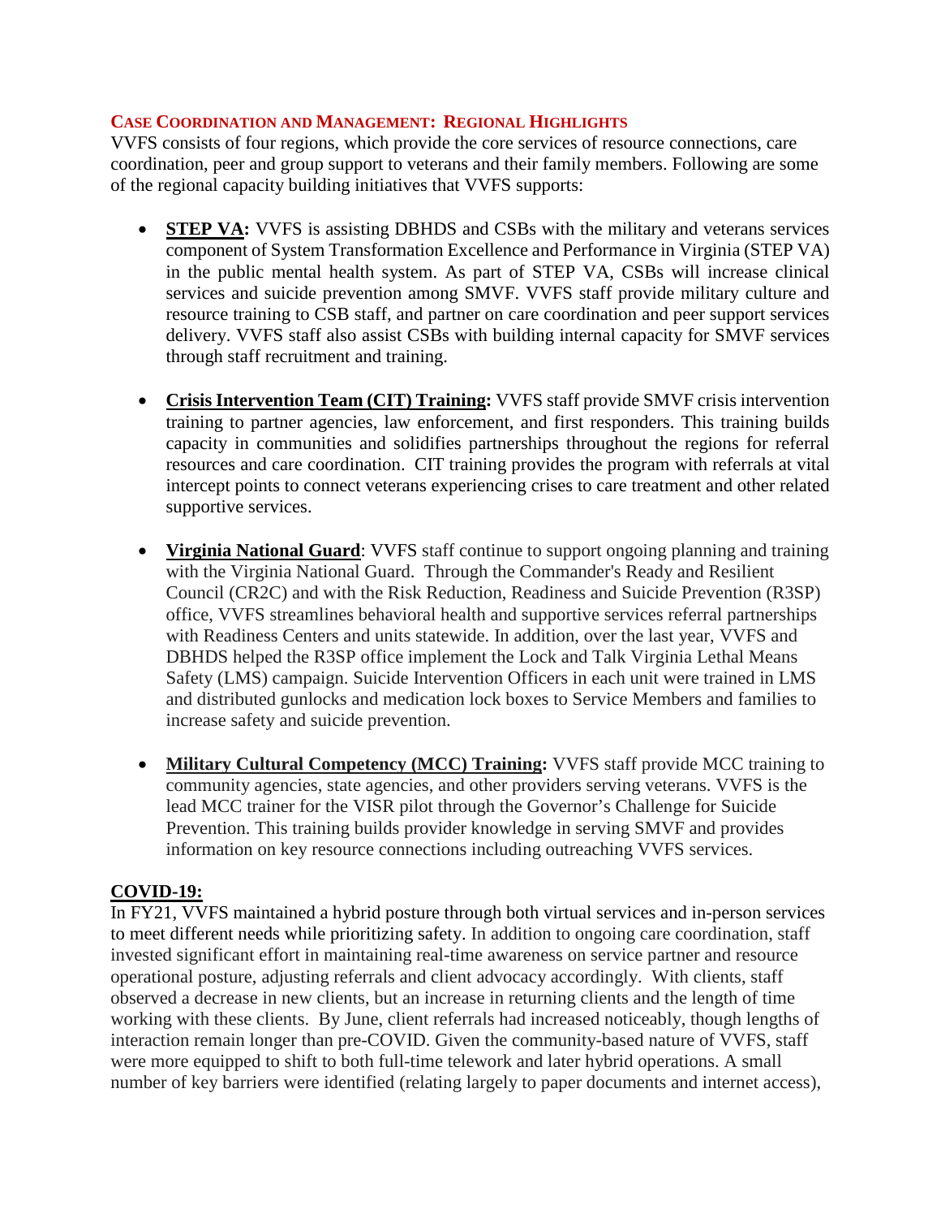## CASE COORDINATION AND MANAGEMENT: REGIONAL HIGHLIGHTS

VVFS consists of four regions, which provide the core services of resource connections, care coordination, peer and group support to veterans and their family members. Following are some of the regional capacity building initiatives that VVFS supports:

- **STEP VA:** VVFS is assisting DBHDS and CSBs with the military and veterans services component of System Transformation Excellence and Performance in Virginia (STEP VA) in the public mental health system. As part of STEP VA, CSBs will increase clinical services and suicide prevention among SMVF. VVFS staff provide military culture and resource training to CSB staff, and partner on care coordination and peer support services delivery. VVFS staff also assist CSBs with building internal capacity for SMVF services through staff recruitment and training.

- **Crisis Intervention Team (CIT) Training:** VVFS staff provide SMVF crisis intervention training to partner agencies, law enforcement, and first responders. This training builds capacity in communities and solidifies partnerships throughout the regions for referral resources and care coordination. CIT training provides the program with referrals at vital intercept points to connect veterans experiencing crises to care treatment and other related supportive services.

- **Virginia National Guard**: VVFS staff continue to support ongoing planning and training with the Virginia National Guard. Through the Commander's Ready and Resilient Council (CR2C) and with the Risk Reduction, Readiness and Suicide Prevention (R3SP) office, VVFS streamlines behavioral health and supportive services referral partnerships with Readiness Centers and units statewide. In addition, over the last year, VVFS and DBHDS helped the R3SP office implement the Lock and Talk Virginia Lethal Means Safety (LMS) campaign. Suicide Intervention Officers in each unit were trained in LMS and distributed gunlocks and medication lock boxes to Service Members and families to increase safety and suicide prevention.

- **Military Cultural Competency (MCC) Training:** VVFS staff provide MCC training to community agencies, state agencies, and other providers serving veterans. VVFS is the lead MCC trainer for the VISR pilot through the Governor's Challenge for Suicide Prevention. This training builds provider knowledge in serving SMVF and provides information on key resource connections including outreaching VVFS services.

## COVID-19:

In FY21, VVFS maintained a hybrid posture through both virtual services and in-person services to meet different needs while prioritizing safety. In addition to ongoing care coordination, staff invested significant effort in maintaining real-time awareness on service partner and resource operational posture, adjusting referrals and client advocacy accordingly. With clients, staff observed a decrease in new clients, but an increase in returning clients and the length of time working with these clients. By June, client referrals had increased noticeably, though lengths of interaction remain longer than pre-COVID. Given the community-based nature of VVFS, staff were more equipped to shift to both full-time telework and later hybrid operations. A small number of key barriers were identified (relating largely to paper documents and internet access),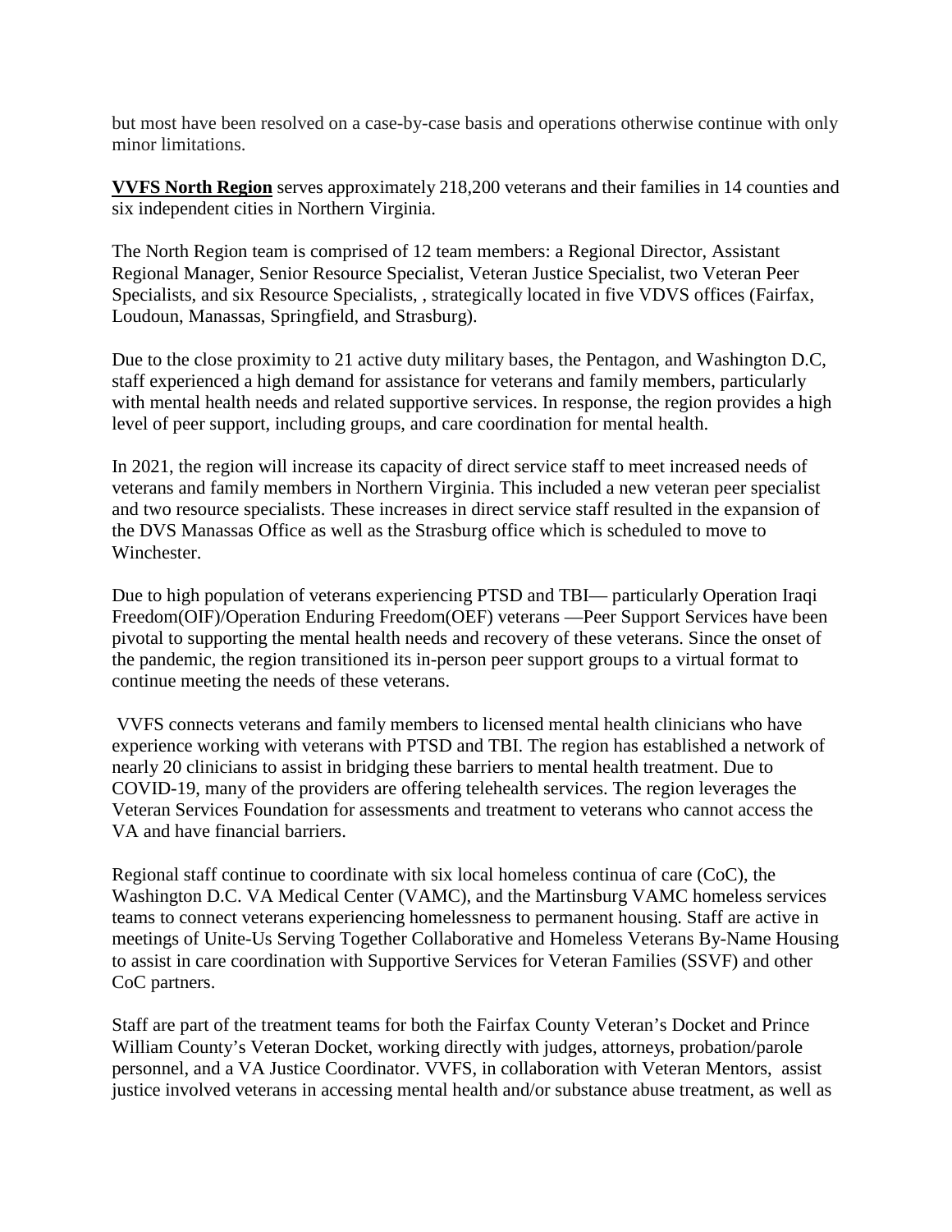but most have been resolved on a case-by-case basis and operations otherwise continue with only minor limitations.

**VVFS North Region** serves approximately 218,200 veterans and their families in 14 counties and six independent cities in Northern Virginia.

The North Region team is comprised of 12 team members: a Regional Director, Assistant Regional Manager, Senior Resource Specialist, Veteran Justice Specialist, two Veteran Peer Specialists, and six Resource Specialists, , strategically located in five VDVS offices (Fairfax, Loudoun, Manassas, Springfield, and Strasburg).

Due to the close proximity to 21 active duty military bases, the Pentagon, and Washington D.C, staff experienced a high demand for assistance for veterans and family members, particularly with mental health needs and related supportive services. In response, the region provides a high level of peer support, including groups, and care coordination for mental health.

In 2021, the region will increase its capacity of direct service staff to meet increased needs of veterans and family members in Northern Virginia. This included a new veteran peer specialist and two resource specialists. These increases in direct service staff resulted in the expansion of the DVS Manassas Office as well as the Strasburg office which is scheduled to move to Winchester.

Due to high population of veterans experiencing PTSD and TBI— particularly Operation Iraqi Freedom(OIF)/Operation Enduring Freedom(OEF) veterans —Peer Support Services have been pivotal to supporting the mental health needs and recovery of these veterans. Since the onset of the pandemic, the region transitioned its in-person peer support groups to a virtual format to continue meeting the needs of these veterans.

VVFS connects veterans and family members to licensed mental health clinicians who have experience working with veterans with PTSD and TBI. The region has established a network of nearly 20 clinicians to assist in bridging these barriers to mental health treatment. Due to COVID-19, many of the providers are offering telehealth services. The region leverages the Veteran Services Foundation for assessments and treatment to veterans who cannot access the VA and have financial barriers.

Regional staff continue to coordinate with six local homeless continua of care (CoC), the Washington D.C. VA Medical Center (VAMC), and the Martinsburg VAMC homeless services teams to connect veterans experiencing homelessness to permanent housing. Staff are active in meetings of Unite-Us Serving Together Collaborative and Homeless Veterans By-Name Housing to assist in care coordination with Supportive Services for Veteran Families (SSVF) and other CoC partners.

Staff are part of the treatment teams for both the Fairfax County Veteran's Docket and Prince William County's Veteran Docket, working directly with judges, attorneys, probation/parole personnel, and a VA Justice Coordinator. VVFS, in collaboration with Veteran Mentors, assist justice involved veterans in accessing mental health and/or substance abuse treatment, as well as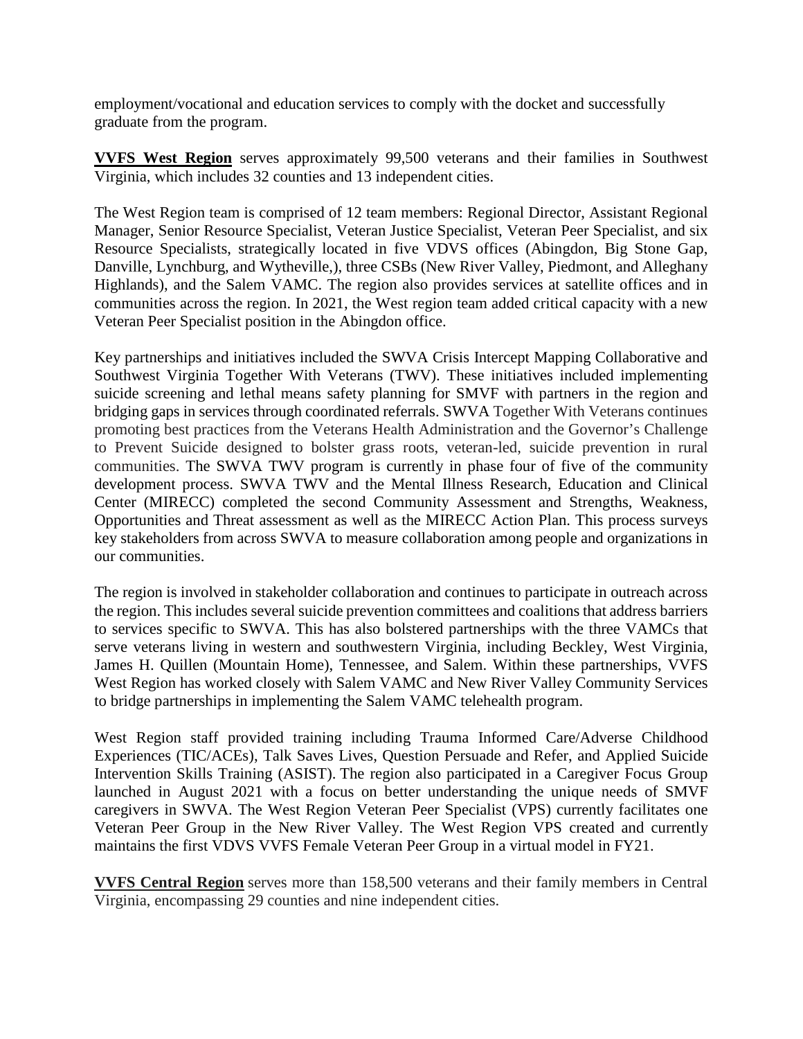employment/vocational and education services to comply with the docket and successfully graduate from the program.

**VVFS West Region** serves approximately 99,500 veterans and their families in Southwest Virginia, which includes 32 counties and 13 independent cities.

The West Region team is comprised of 12 team members: Regional Director, Assistant Regional Manager, Senior Resource Specialist, Veteran Justice Specialist, Veteran Peer Specialist, and six Resource Specialists, strategically located in five VDVS offices (Abingdon, Big Stone Gap, Danville, Lynchburg, and Wytheville,), three CSBs (New River Valley, Piedmont, and Alleghany Highlands), and the Salem VAMC. The region also provides services at satellite offices and in communities across the region. In 2021, the West region team added critical capacity with a new Veteran Peer Specialist position in the Abingdon office.

Key partnerships and initiatives included the SWVA Crisis Intercept Mapping Collaborative and Southwest Virginia Together With Veterans (TWV). These initiatives included implementing suicide screening and lethal means safety planning for SMVF with partners in the region and bridging gaps in services through coordinated referrals. SWVA Together With Veterans continues promoting best practices from the Veterans Health Administration and the Governor's Challenge to Prevent Suicide designed to bolster grass roots, veteran-led, suicide prevention in rural communities. The SWVA TWV program is currently in phase four of five of the community development process. SWVA TWV and the Mental Illness Research, Education and Clinical Center (MIRECC) completed the second Community Assessment and Strengths, Weakness, Opportunities and Threat assessment as well as the MIRECC Action Plan. This process surveys key stakeholders from across SWVA to measure collaboration among people and organizations in our communities.

The region is involved in stakeholder collaboration and continues to participate in outreach across the region. This includes several suicide prevention committees and coalitions that address barriers to services specific to SWVA. This has also bolstered partnerships with the three VAMCs that serve veterans living in western and southwestern Virginia, including Beckley, West Virginia, James H. Quillen (Mountain Home), Tennessee, and Salem. Within these partnerships, VVFS West Region has worked closely with Salem VAMC and New River Valley Community Services to bridge partnerships in implementing the Salem VAMC telehealth program.

West Region staff provided training including Trauma Informed Care/Adverse Childhood Experiences (TIC/ACEs), Talk Saves Lives, Question Persuade and Refer, and Applied Suicide Intervention Skills Training (ASIST). The region also participated in a Caregiver Focus Group launched in August 2021 with a focus on better understanding the unique needs of SMVF caregivers in SWVA. The West Region Veteran Peer Specialist (VPS) currently facilitates one Veteran Peer Group in the New River Valley. The West Region VPS created and currently maintains the first VDVS VVFS Female Veteran Peer Group in a virtual model in FY21.

**VVFS Central Region** serves more than 158,500 veterans and their family members in Central Virginia, encompassing 29 counties and nine independent cities.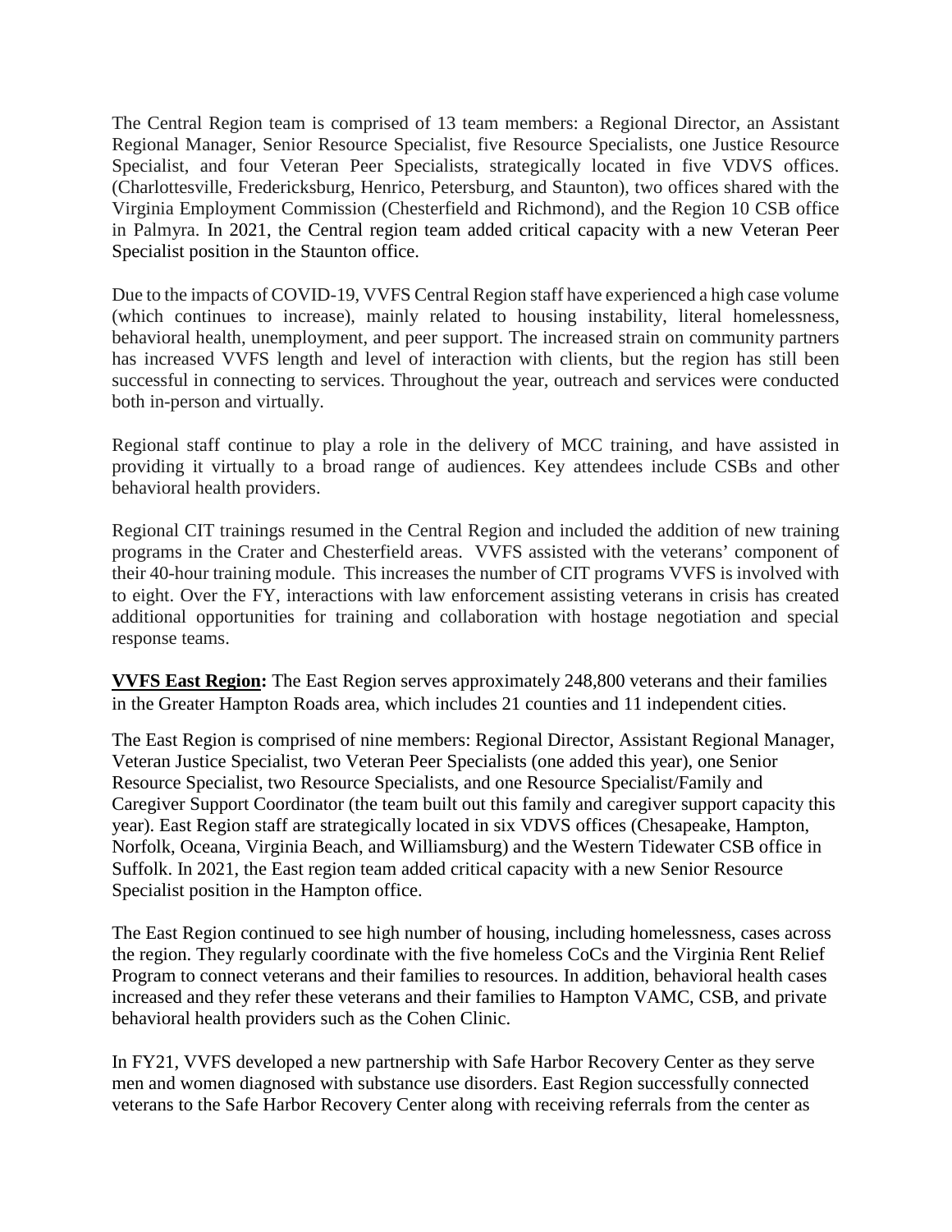The Central Region team is comprised of 13 team members: a Regional Director, an Assistant Regional Manager, Senior Resource Specialist, five Resource Specialists, one Justice Resource Specialist, and four Veteran Peer Specialists, strategically located in five VDVS offices. (Charlottesville, Fredericksburg, Henrico, Petersburg, and Staunton), two offices shared with the Virginia Employment Commission (Chesterfield and Richmond), and the Region 10 CSB office in Palmyra. In 2021, the Central region team added critical capacity with a new Veteran Peer Specialist position in the Staunton office.

Due to the impacts of COVID-19, VVFS Central Region staff have experienced a high case volume (which continues to increase), mainly related to housing instability, literal homelessness, behavioral health, unemployment, and peer support. The increased strain on community partners has increased VVFS length and level of interaction with clients, but the region has still been successful in connecting to services. Throughout the year, outreach and services were conducted both in-person and virtually.

Regional staff continue to play a role in the delivery of MCC training, and have assisted in providing it virtually to a broad range of audiences. Key attendees include CSBs and other behavioral health providers.

Regional CIT trainings resumed in the Central Region and included the addition of new training programs in the Crater and Chesterfield areas. VVFS assisted with the veterans' component of their 40-hour training module. This increases the number of CIT programs VVFS is involved with to eight. Over the FY, interactions with law enforcement assisting veterans in crisis has created additional opportunities for training and collaboration with hostage negotiation and special response teams.

**VVFS East Region:** The East Region serves approximately 248,800 veterans and their families in the Greater Hampton Roads area, which includes 21 counties and 11 independent cities.

The East Region is comprised of nine members: Regional Director, Assistant Regional Manager, Veteran Justice Specialist, two Veteran Peer Specialists (one added this year), one Senior Resource Specialist, two Resource Specialists, and one Resource Specialist/Family and Caregiver Support Coordinator (the team built out this family and caregiver support capacity this year). East Region staff are strategically located in six VDVS offices (Chesapeake, Hampton, Norfolk, Oceana, Virginia Beach, and Williamsburg) and the Western Tidewater CSB office in Suffolk. In 2021, the East region team added critical capacity with a new Senior Resource Specialist position in the Hampton office.

The East Region continued to see high number of housing, including homelessness, cases across the region. They regularly coordinate with the five homeless CoCs and the Virginia Rent Relief Program to connect veterans and their families to resources. In addition, behavioral health cases increased and they refer these veterans and their families to Hampton VAMC, CSB, and private behavioral health providers such as the Cohen Clinic.

In FY21, VVFS developed a new partnership with Safe Harbor Recovery Center as they serve men and women diagnosed with substance use disorders. East Region successfully connected veterans to the Safe Harbor Recovery Center along with receiving referrals from the center as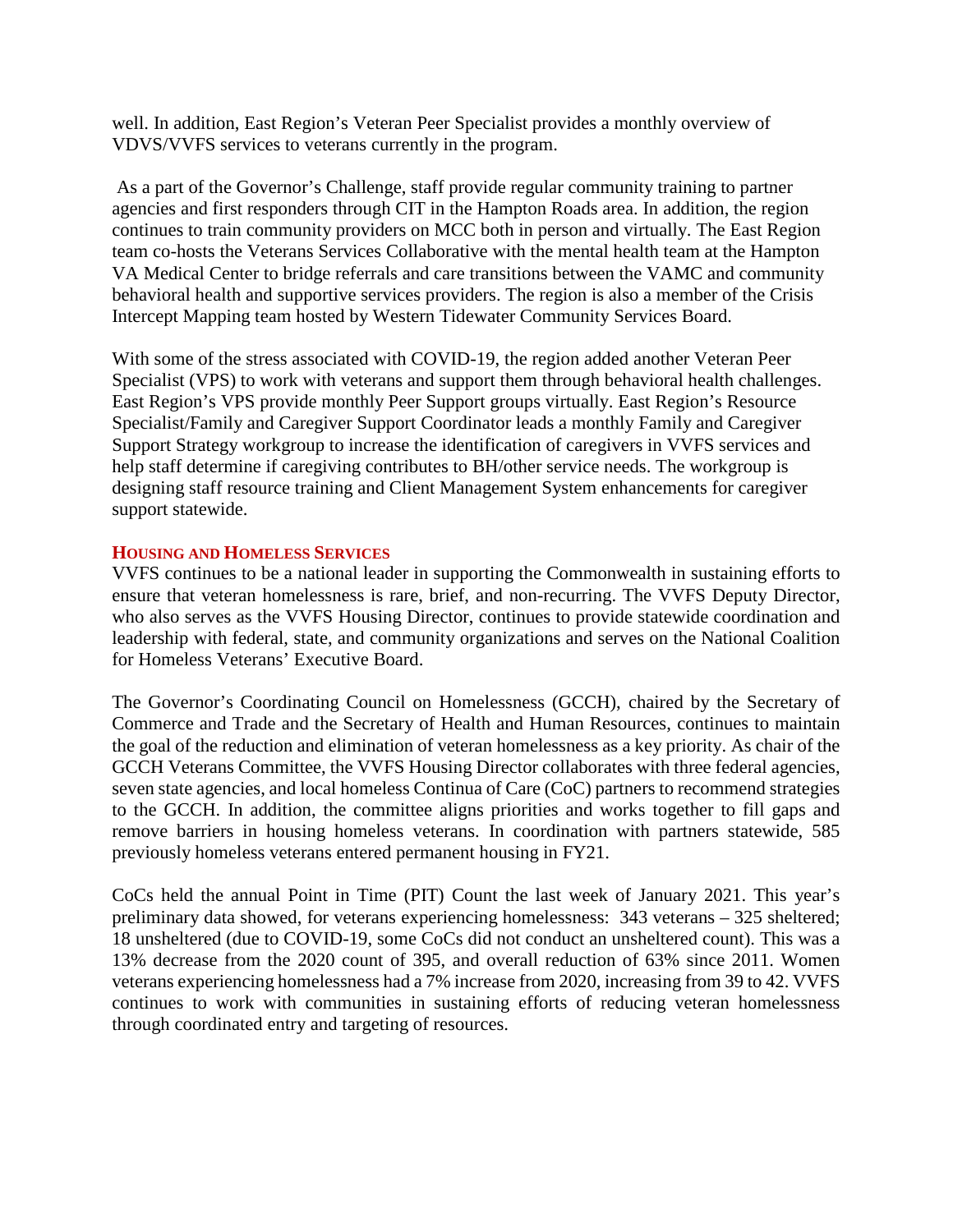well. In addition, East Region's Veteran Peer Specialist provides a monthly overview of VDVS/VVFS services to veterans currently in the program.

As a part of the Governor's Challenge, staff provide regular community training to partner agencies and first responders through CIT in the Hampton Roads area. In addition, the region continues to train community providers on MCC both in person and virtually. The East Region team co-hosts the Veterans Services Collaborative with the mental health team at the Hampton VA Medical Center to bridge referrals and care transitions between the VAMC and community behavioral health and supportive services providers. The region is also a member of the Crisis Intercept Mapping team hosted by Western Tidewater Community Services Board.

With some of the stress associated with COVID-19, the region added another Veteran Peer Specialist (VPS) to work with veterans and support them through behavioral health challenges. East Region's VPS provide monthly Peer Support groups virtually. East Region's Resource Specialist/Family and Caregiver Support Coordinator leads a monthly Family and Caregiver Support Strategy workgroup to increase the identification of caregivers in VVFS services and help staff determine if caregiving contributes to BH/other service needs. The workgroup is designing staff resource training and Client Management System enhancements for caregiver support statewide.

### HOUSING AND HOMELESS SERVICES

VVFS continues to be a national leader in supporting the Commonwealth in sustaining efforts to ensure that veteran homelessness is rare, brief, and non-recurring. The VVFS Deputy Director, who also serves as the VVFS Housing Director, continues to provide statewide coordination and leadership with federal, state, and community organizations and serves on the National Coalition for Homeless Veterans' Executive Board.

The Governor's Coordinating Council on Homelessness (GCCH), chaired by the Secretary of Commerce and Trade and the Secretary of Health and Human Resources, continues to maintain the goal of the reduction and elimination of veteran homelessness as a key priority. As chair of the GCCH Veterans Committee, the VVFS Housing Director collaborates with three federal agencies, seven state agencies, and local homeless Continua of Care (CoC) partners to recommend strategies to the GCCH. In addition, the committee aligns priorities and works together to fill gaps and remove barriers in housing homeless veterans. In coordination with partners statewide, 585 previously homeless veterans entered permanent housing in FY21.

CoCs held the annual Point in Time (PIT) Count the last week of January 2021. This year's preliminary data showed, for veterans experiencing homelessness: 343 veterans – 325 sheltered; 18 unsheltered (due to COVID-19, some CoCs did not conduct an unsheltered count). This was a 13% decrease from the 2020 count of 395, and overall reduction of 63% since 2011. Women veterans experiencing homelessness had a 7% increase from 2020, increasing from 39 to 42. VVFS continues to work with communities in sustaining efforts of reducing veteran homelessness through coordinated entry and targeting of resources.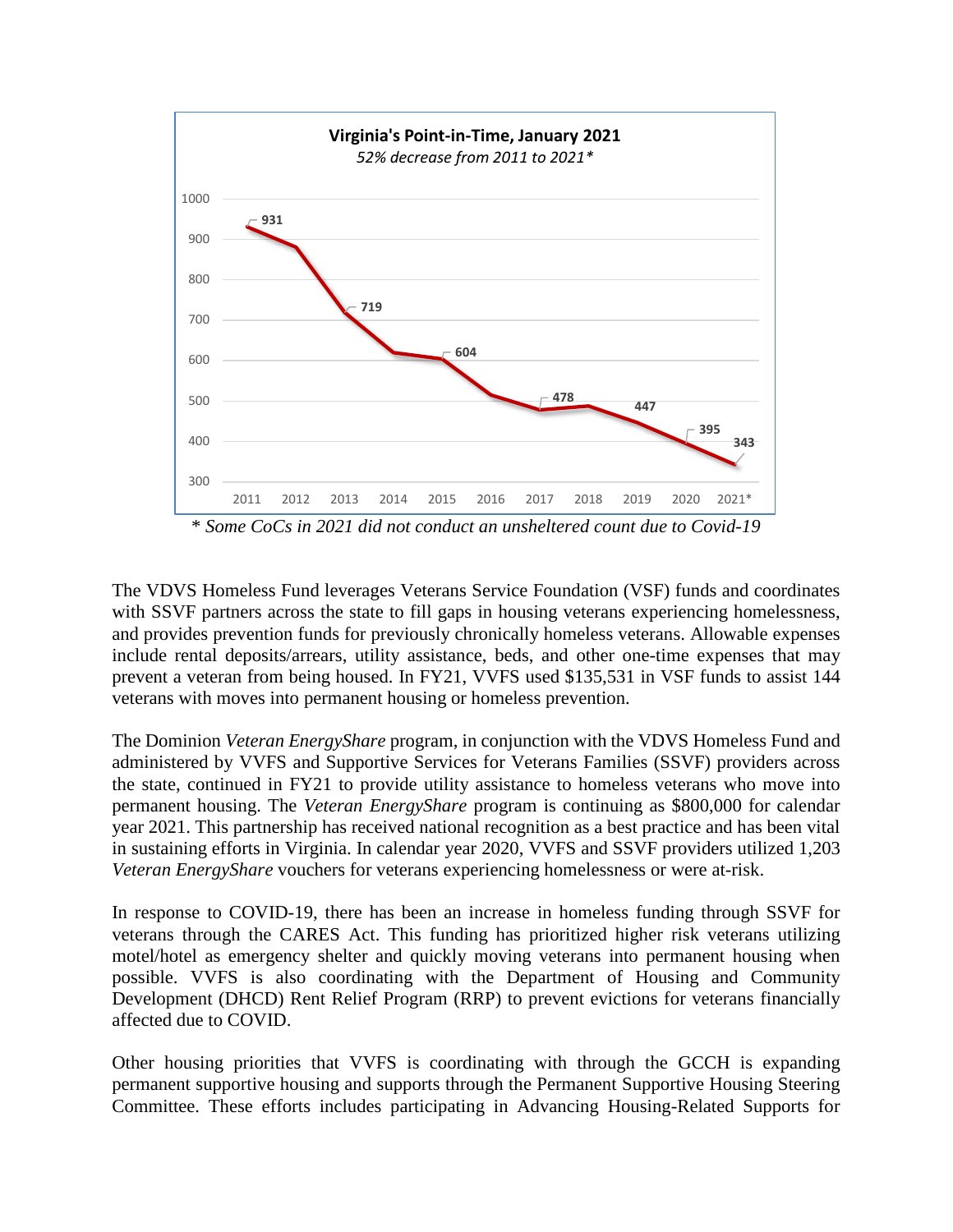**Virginia's Point-in-Time, January 2021**

*52% decrease from 2011 to 2021**

| Year | Count |
|---|---|
| 2011 | 931 |
| 2013 | 719 |
| 2015 | 604 |
| 2017 | 478 |
| 2019 | 447 |
| 2020 | 395 |
| 2021* | 343 |

*\* Some CoCs in 2021 did not conduct an unsheltered count due to Covid-19*

The VDVS Homeless Fund leverages Veterans Service Foundation (VSF) funds and coordinates with SSVF partners across the state to fill gaps in housing veterans experiencing homelessness, and provides prevention funds for previously chronically homeless veterans. Allowable expenses include rental deposits/arrears, utility assistance, beds, and other one-time expenses that may prevent a veteran from being housed. In FY21, VVFS used $135,531 in VSF funds to assist 144 veterans with moves into permanent housing or homeless prevention.

The Dominion *Veteran EnergyShare* program, in conjunction with the VDVS Homeless Fund and administered by VVFS and Supportive Services for Veterans Families (SSVF) providers across the state, continued in FY21 to provide utility assistance to homeless veterans who move into permanent housing. The *Veteran EnergyShare* program is continuing as $800,000 for calendar year 2021. This partnership has received national recognition as a best practice and has been vital in sustaining efforts in Virginia. In calendar year 2020, VVFS and SSVF providers utilized 1,203 *Veteran EnergyShare* vouchers for veterans experiencing homelessness or were at-risk.

In response to COVID-19, there has been an increase in homeless funding through SSVF for veterans through the CARES Act. This funding has prioritized higher risk veterans utilizing motel/hotel as emergency shelter and quickly moving veterans into permanent housing when possible. VVFS is also coordinating with the Department of Housing and Community Development (DHCD) Rent Relief Program (RRP) to prevent evictions for veterans financially affected due to COVID.

Other housing priorities that VVFS is coordinating with through the GCCH is expanding permanent supportive housing and supports through the Permanent Supportive Housing Steering Committee. These efforts includes participating in Advancing Housing-Related Supports for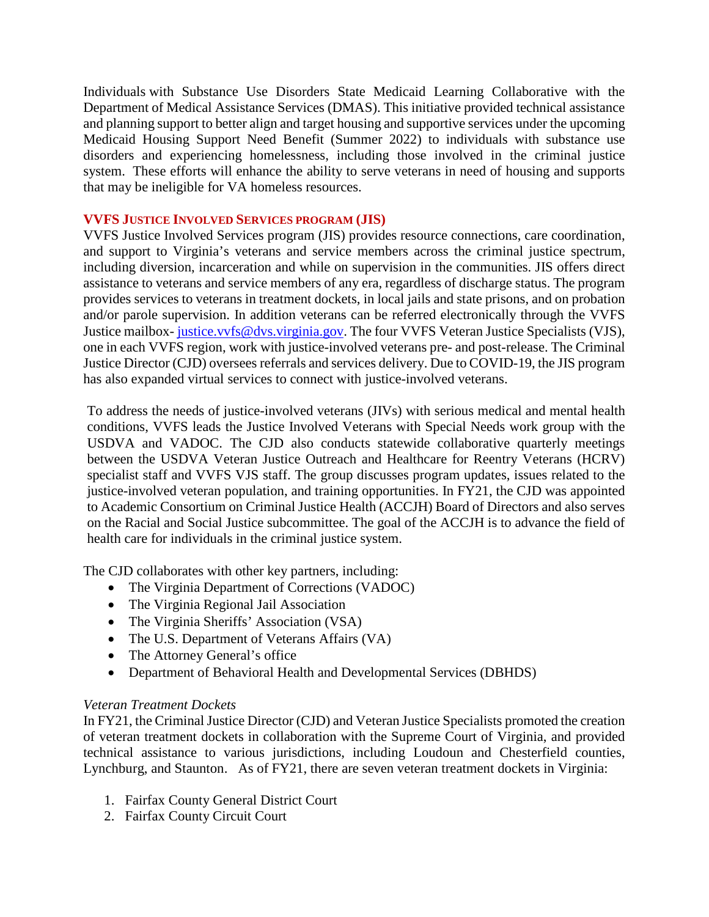Individuals with Substance Use Disorders State Medicaid Learning Collaborative with the Department of Medical Assistance Services (DMAS). This initiative provided technical assistance and planning support to better align and target housing and supportive services under the upcoming Medicaid Housing Support Need Benefit (Summer 2022) to individuals with substance use disorders and experiencing homelessness, including those involved in the criminal justice system. These efforts will enhance the ability to serve veterans in need of housing and supports that may be ineligible for VA homeless resources.

### VVFS Justice Involved Services program (JIS)

VVFS Justice Involved Services program (JIS) provides resource connections, care coordination, and support to Virginia's veterans and service members across the criminal justice spectrum, including diversion, incarceration and while on supervision in the communities. JIS offers direct assistance to veterans and service members of any era, regardless of discharge status. The program provides services to veterans in treatment dockets, in local jails and state prisons, and on probation and/or parole supervision. In addition veterans can be referred electronically through the VVFS Justice mailbox- justice.vvfs@dvs.virginia.gov. The four VVFS Veteran Justice Specialists (VJS), one in each VVFS region, work with justice-involved veterans pre- and post-release. The Criminal Justice Director (CJD) oversees referrals and services delivery. Due to COVID-19, the JIS program has also expanded virtual services to connect with justice-involved veterans.

To address the needs of justice-involved veterans (JIVs) with serious medical and mental health conditions, VVFS leads the Justice Involved Veterans with Special Needs work group with the USDVA and VADOC. The CJD also conducts statewide collaborative quarterly meetings between the USDVA Veteran Justice Outreach and Healthcare for Reentry Veterans (HCRV) specialist staff and VVFS VJS staff. The group discusses program updates, issues related to the justice-involved veteran population, and training opportunities. In FY21, the CJD was appointed to Academic Consortium on Criminal Justice Health (ACCJH) Board of Directors and also serves on the Racial and Social Justice subcommittee. The goal of the ACCJH is to advance the field of health care for individuals in the criminal justice system.

The CJD collaborates with other key partners, including:

- The Virginia Department of Corrections (VADOC)
- The Virginia Regional Jail Association
- The Virginia Sheriffs' Association (VSA)
- The U.S. Department of Veterans Affairs (VA)
- The Attorney General's office
- Department of Behavioral Health and Developmental Services (DBHDS)

*Veteran Treatment Dockets*

In FY21, the Criminal Justice Director (CJD) and Veteran Justice Specialists promoted the creation of veteran treatment dockets in collaboration with the Supreme Court of Virginia, and provided technical assistance to various jurisdictions, including Loudoun and Chesterfield counties, Lynchburg, and Staunton. As of FY21, there are seven veteran treatment dockets in Virginia:

1. Fairfax County General District Court
2. Fairfax County Circuit Court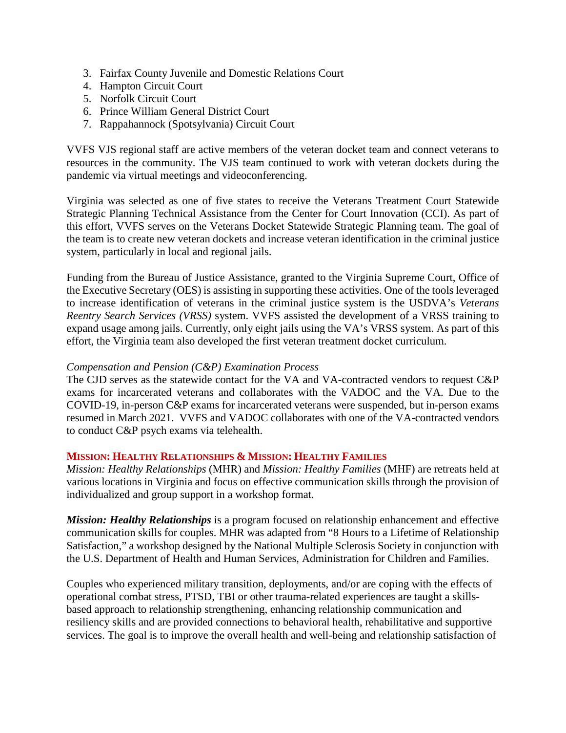3. Fairfax County Juvenile and Domestic Relations Court
4. Hampton Circuit Court
5. Norfolk Circuit Court
6. Prince William General District Court
7. Rappahannock (Spotsylvania) Circuit Court

VVFS VJS regional staff are active members of the veteran docket team and connect veterans to resources in the community. The VJS team continued to work with veteran dockets during the pandemic via virtual meetings and videoconferencing.

Virginia was selected as one of five states to receive the Veterans Treatment Court Statewide Strategic Planning Technical Assistance from the Center for Court Innovation (CCI). As part of this effort, VVFS serves on the Veterans Docket Statewide Strategic Planning team. The goal of the team is to create new veteran dockets and increase veteran identification in the criminal justice system, particularly in local and regional jails.

Funding from the Bureau of Justice Assistance, granted to the Virginia Supreme Court, Office of the Executive Secretary (OES) is assisting in supporting these activities. One of the tools leveraged to increase identification of veterans in the criminal justice system is the USDVA's *Veterans Reentry Search Services (VRSS)* system. VVFS assisted the development of a VRSS training to expand usage among jails. Currently, only eight jails using the VA's VRSS system. As part of this effort, the Virginia team also developed the first veteran treatment docket curriculum.

*Compensation and Pension (C&P) Examination Process*

The CJD serves as the statewide contact for the VA and VA-contracted vendors to request C&P exams for incarcerated veterans and collaborates with the VADOC and the VA. Due to the COVID-19, in-person C&P exams for incarcerated veterans were suspended, but in-person exams resumed in March 2021. VVFS and VADOC collaborates with one of the VA-contracted vendors to conduct C&P psych exams via telehealth.

### MISSION: HEALTHY RELATIONSHIPS & MISSION: HEALTHY FAMILIES

*Mission: Healthy Relationships* (MHR) and *Mission: Healthy Families* (MHF) are retreats held at various locations in Virginia and focus on effective communication skills through the provision of individualized and group support in a workshop format.

***Mission: Healthy Relationships*** is a program focused on relationship enhancement and effective communication skills for couples. MHR was adapted from "8 Hours to a Lifetime of Relationship Satisfaction," a workshop designed by the National Multiple Sclerosis Society in conjunction with the U.S. Department of Health and Human Services, Administration for Children and Families.

Couples who experienced military transition, deployments, and/or are coping with the effects of operational combat stress, PTSD, TBI or other trauma-related experiences are taught a skills-based approach to relationship strengthening, enhancing relationship communication and resiliency skills and are provided connections to behavioral health, rehabilitative and supportive services. The goal is to improve the overall health and well-being and relationship satisfaction of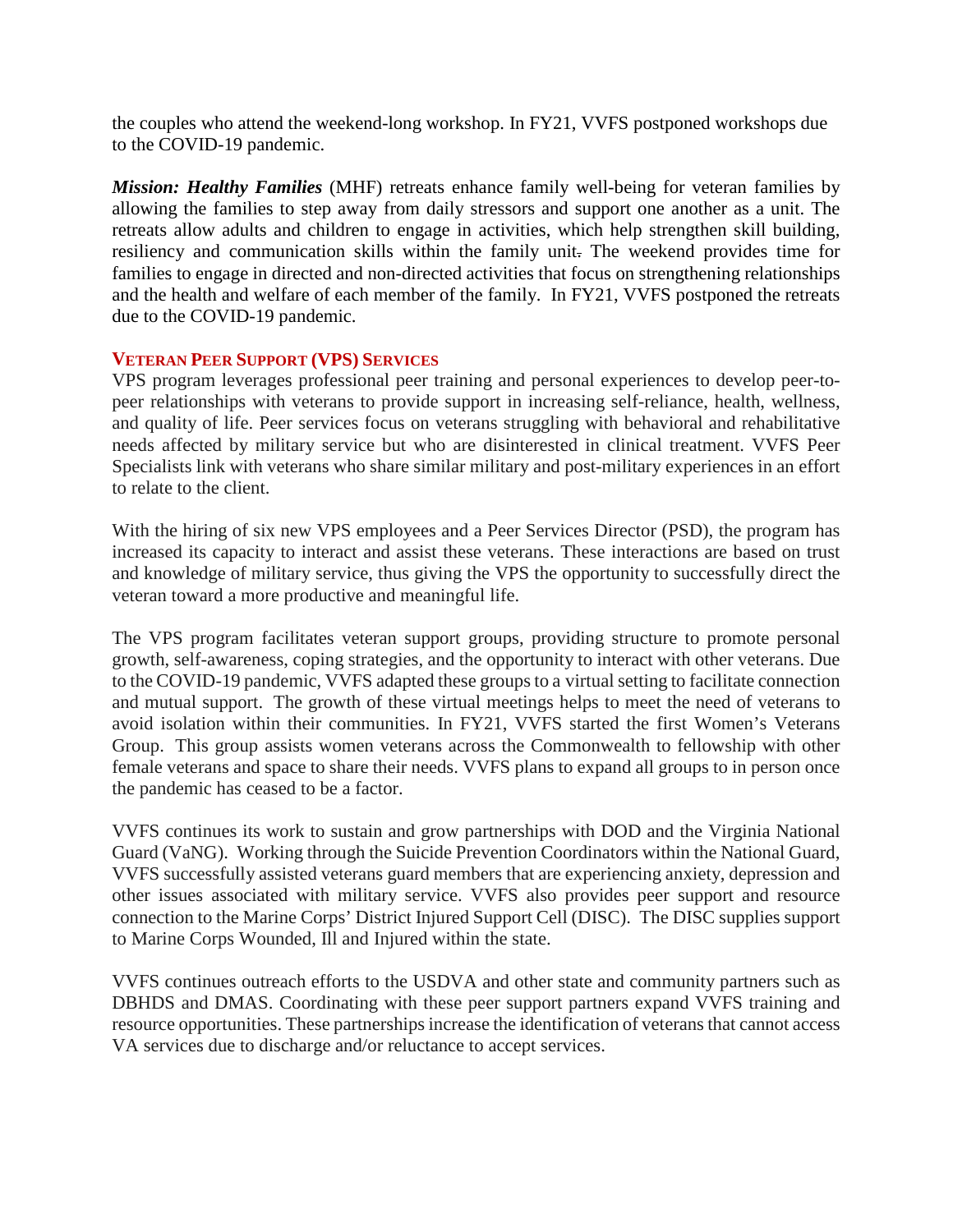the couples who attend the weekend-long workshop. In FY21, VVFS postponed workshops due to the COVID-19 pandemic.

***Mission: Healthy Families*** (MHF) retreats enhance family well-being for veteran families by allowing the families to step away from daily stressors and support one another as a unit. The retreats allow adults and children to engage in activities, which help strengthen skill building, resiliency and communication skills within the family unit. The weekend provides time for families to engage in directed and non-directed activities that focus on strengthening relationships and the health and welfare of each member of the family. In FY21, VVFS postponed the retreats due to the COVID-19 pandemic.

### VETERAN PEER SUPPORT (VPS) SERVICES

VPS program leverages professional peer training and personal experiences to develop peer-to-peer relationships with veterans to provide support in increasing self-reliance, health, wellness, and quality of life. Peer services focus on veterans struggling with behavioral and rehabilitative needs affected by military service but who are disinterested in clinical treatment. VVFS Peer Specialists link with veterans who share similar military and post-military experiences in an effort to relate to the client.

With the hiring of six new VPS employees and a Peer Services Director (PSD), the program has increased its capacity to interact and assist these veterans. These interactions are based on trust and knowledge of military service, thus giving the VPS the opportunity to successfully direct the veteran toward a more productive and meaningful life.

The VPS program facilitates veteran support groups, providing structure to promote personal growth, self-awareness, coping strategies, and the opportunity to interact with other veterans. Due to the COVID-19 pandemic, VVFS adapted these groups to a virtual setting to facilitate connection and mutual support. The growth of these virtual meetings helps to meet the need of veterans to avoid isolation within their communities. In FY21, VVFS started the first Women's Veterans Group. This group assists women veterans across the Commonwealth to fellowship with other female veterans and space to share their needs. VVFS plans to expand all groups to in person once the pandemic has ceased to be a factor.

VVFS continues its work to sustain and grow partnerships with DOD and the Virginia National Guard (VaNG). Working through the Suicide Prevention Coordinators within the National Guard, VVFS successfully assisted veterans guard members that are experiencing anxiety, depression and other issues associated with military service. VVFS also provides peer support and resource connection to the Marine Corps' District Injured Support Cell (DISC). The DISC supplies support to Marine Corps Wounded, Ill and Injured within the state.

VVFS continues outreach efforts to the USDVA and other state and community partners such as DBHDS and DMAS. Coordinating with these peer support partners expand VVFS training and resource opportunities. These partnerships increase the identification of veterans that cannot access VA services due to discharge and/or reluctance to accept services.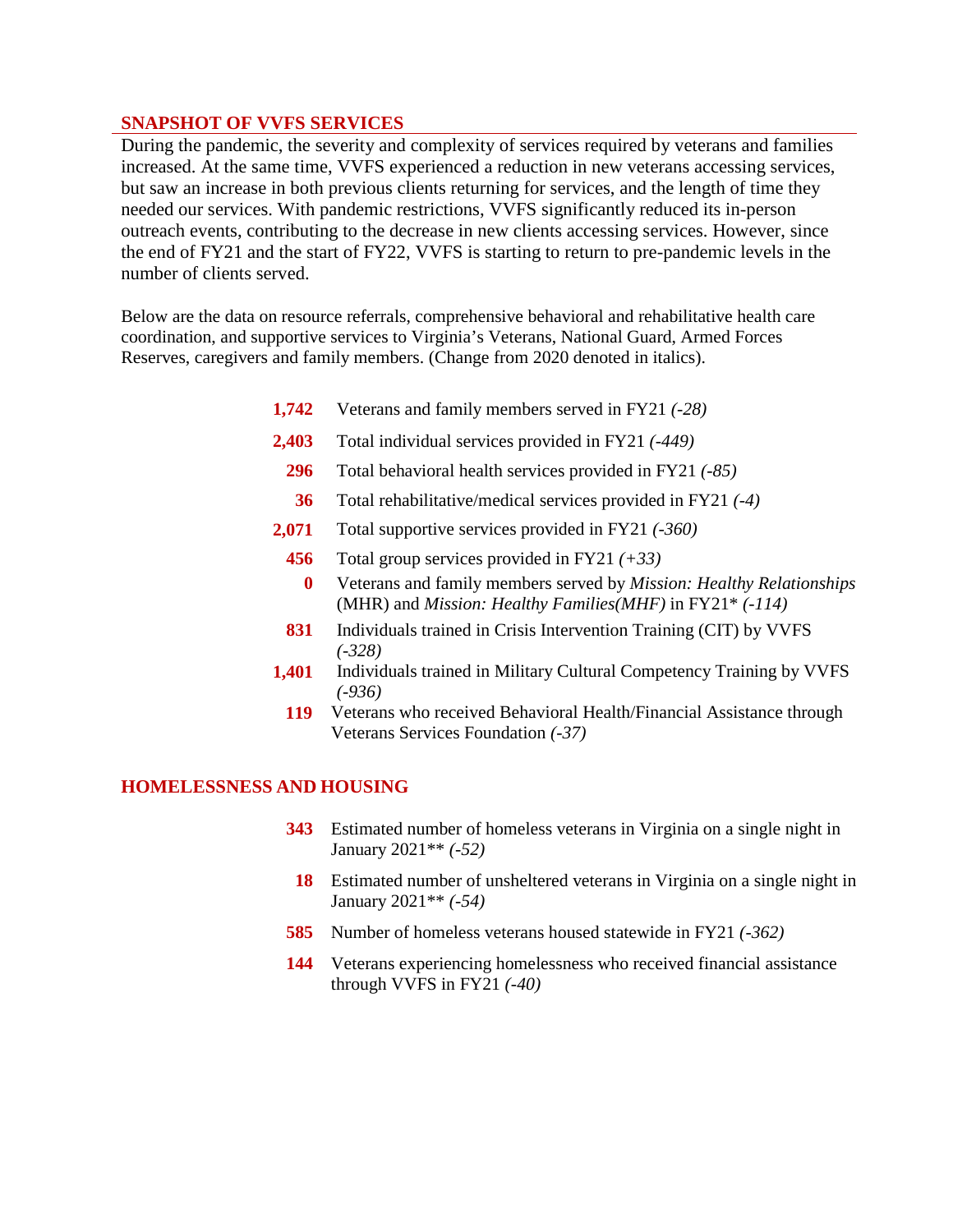## SNAPSHOT OF VVFS SERVICES

During the pandemic, the severity and complexity of services required by veterans and families increased. At the same time, VVFS experienced a reduction in new veterans accessing services, but saw an increase in both previous clients returning for services, and the length of time they needed our services. With pandemic restrictions, VVFS significantly reduced its in-person outreach events, contributing to the decrease in new clients accessing services. However, since the end of FY21 and the start of FY22, VVFS is starting to return to pre-pandemic levels in the number of clients served.

Below are the data on resource referrals, comprehensive behavioral and rehabilitative health care coordination, and supportive services to Virginia's Veterans, National Guard, Armed Forces Reserves, caregivers and family members. (Change from 2020 denoted in italics).

- **1,742** Veterans and family members served in FY21 *(-28)*
- **2,403** Total individual services provided in FY21 *(-449)*
- **296** Total behavioral health services provided in FY21 *(-85)*
- **36** Total rehabilitative/medical services provided in FY21 *(-4)*
- **2,071** Total supportive services provided in FY21 *(-360)*
- **456** Total group services provided in FY21 *(+33)*
- **0** Veterans and family members served by *Mission: Healthy Relationships* (MHR) and *Mission: Healthy Families(MHF)* in FY21* *(-114)*
- **831** Individuals trained in Crisis Intervention Training (CIT) by VVFS *(-328)*
- **1,401** Individuals trained in Military Cultural Competency Training by VVFS *(-936)*
- **119** Veterans who received Behavioral Health/Financial Assistance through Veterans Services Foundation *(-37)*

## HOMELESSNESS AND HOUSING

- **343** Estimated number of homeless veterans in Virginia on a single night in January 2021** *(-52)*
- **18** Estimated number of unsheltered veterans in Virginia on a single night in January 2021** *(-54)*
- **585** Number of homeless veterans housed statewide in FY21 *(-362)*
- **144** Veterans experiencing homelessness who received financial assistance through VVFS in FY21 *(-40)*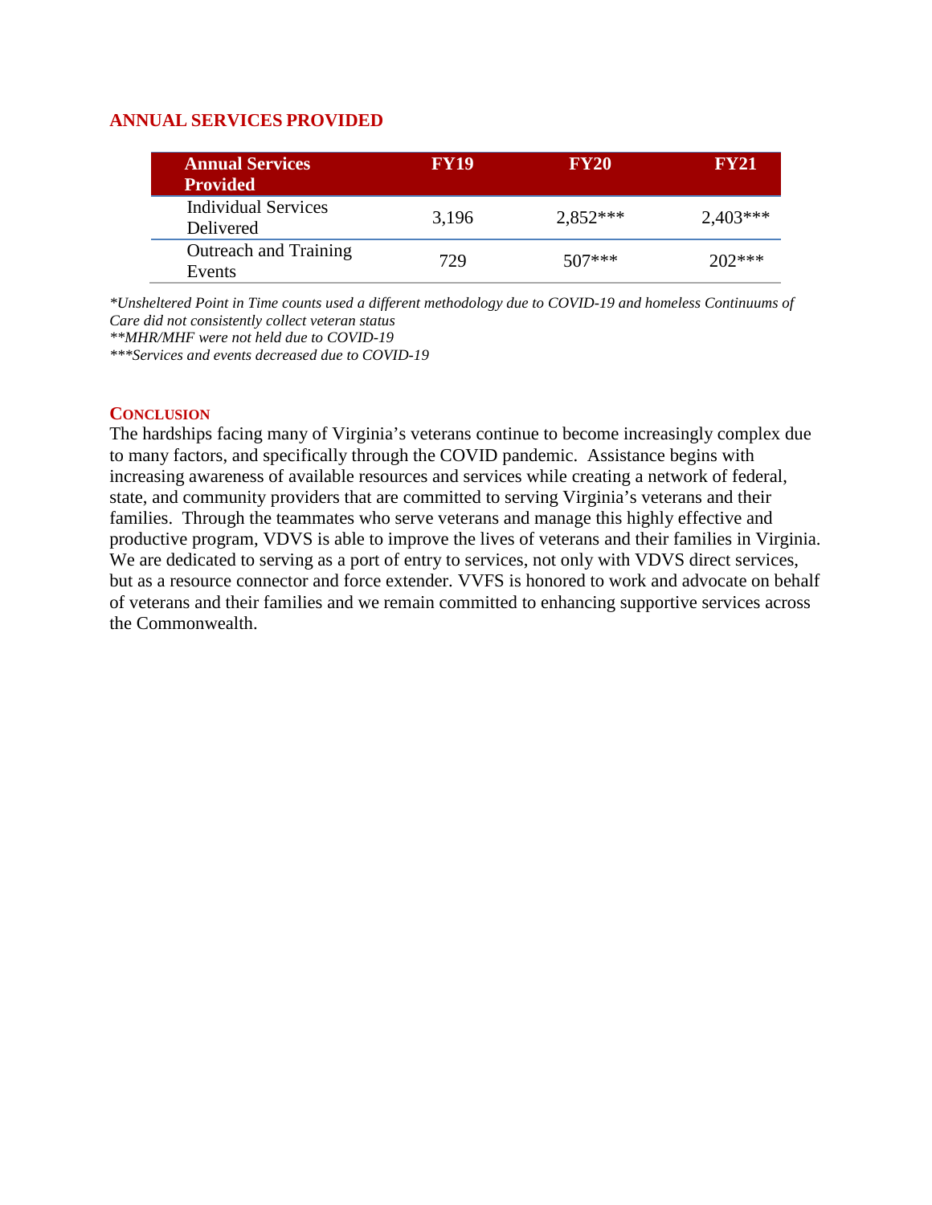## ANNUAL SERVICES PROVIDED

| Annual Services Provided | FY19 | FY20 | FY21 |
|---|---|---|---|
| Individual Services Delivered | 3,196 | 2,852*** | 2,403*** |
| Outreach and Training Events | 729 | 507*** | 202*** |

*\*Unsheltered Point in Time counts used a different methodology due to COVID-19 and homeless Continuums of Care did not consistently collect veteran status*
*\*\*MHR/MHF were not held due to COVID-19*
*\*\*\*Services and events decreased due to COVID-19*

## CONCLUSION

The hardships facing many of Virginia's veterans continue to become increasingly complex due to many factors, and specifically through the COVID pandemic. Assistance begins with increasing awareness of available resources and services while creating a network of federal, state, and community providers that are committed to serving Virginia's veterans and their families. Through the teammates who serve veterans and manage this highly effective and productive program, VDVS is able to improve the lives of veterans and their families in Virginia. We are dedicated to serving as a port of entry to services, not only with VDVS direct services, but as a resource connector and force extender. VVFS is honored to work and advocate on behalf of veterans and their families and we remain committed to enhancing supportive services across the Commonwealth.